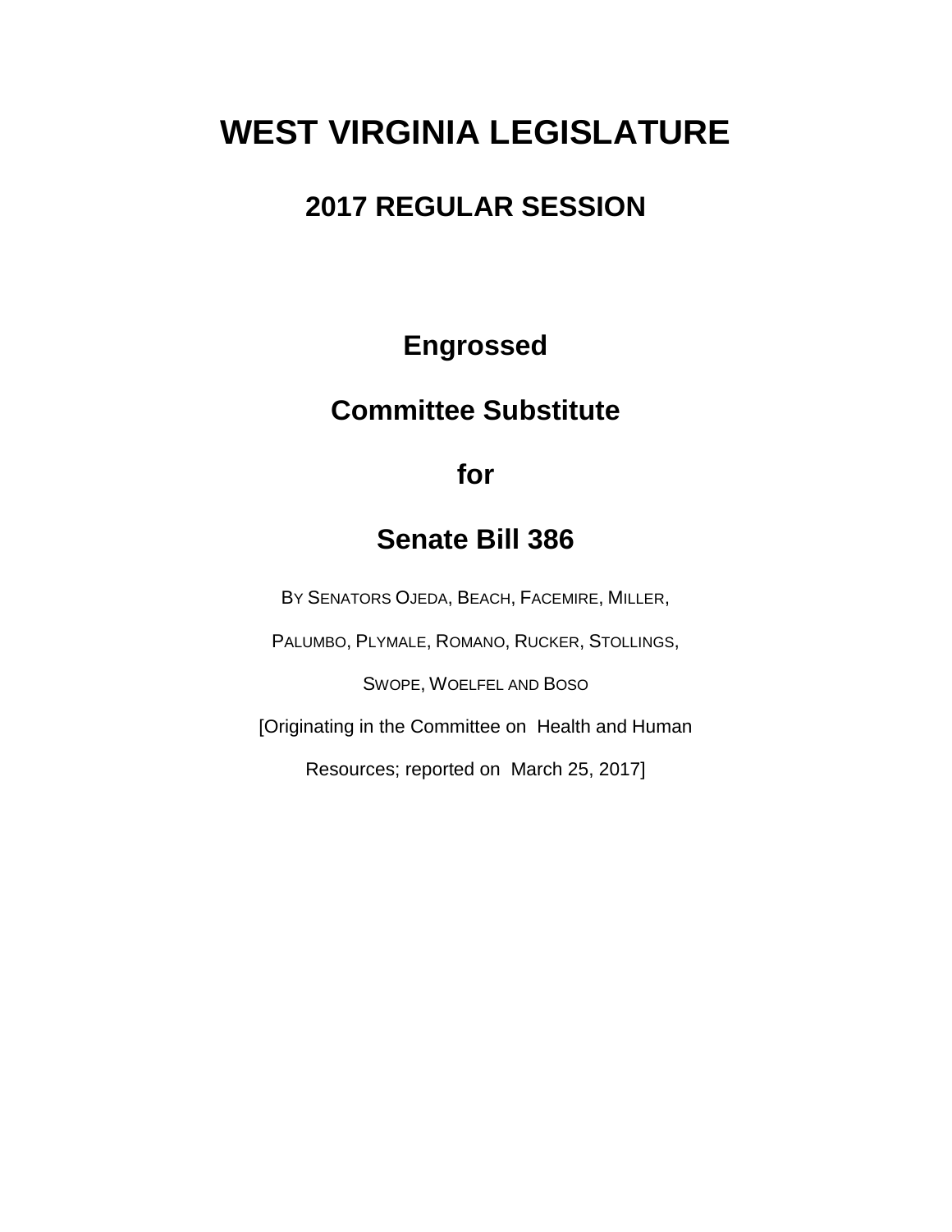# WEST VIRGINIA LEGISLATURE

## 2017 REGULAR SESSION

## Engrossed

## Committee Substitute

## for

## Senate Bill 386

BY SENATORS OJEDA, BEACH, FACEMIRE, MILLER,

PALUMBO, PLYMALE, ROMANO, RUCKER, STOLLINGS,

SWOPE, WOELFEL AND BOSO

[Originating in the Committee on Health and Human

Resources; reported on March 25, 2017]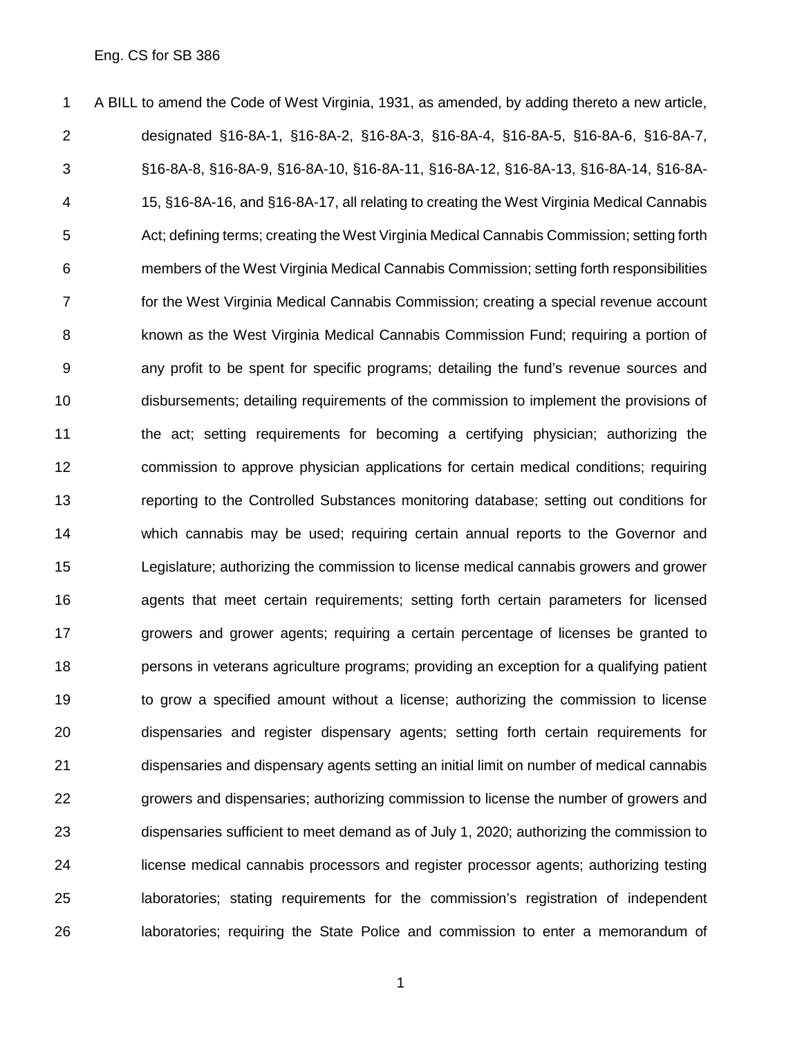A BILL to amend the Code of West Virginia, 1931, as amended, by adding thereto a new article, designated §16-8A-1, §16-8A-2, §16-8A-3, §16-8A-4, §16-8A-5, §16-8A-6, §16-8A-7, §16-8A-8, §16-8A-9, §16-8A-10, §16-8A-11, §16-8A-12, §16-8A-13, §16-8A-14, §16-8A-15, §16-8A-16, and §16-8A-17, all relating to creating the West Virginia Medical Cannabis Act; defining terms; creating the West Virginia Medical Cannabis Commission; setting forth members of the West Virginia Medical Cannabis Commission; setting forth responsibilities for the West Virginia Medical Cannabis Commission; creating a special revenue account known as the West Virginia Medical Cannabis Commission Fund; requiring a portion of any profit to be spent for specific programs; detailing the fund's revenue sources and disbursements; detailing requirements of the commission to implement the provisions of the act; setting requirements for becoming a certifying physician; authorizing the commission to approve physician applications for certain medical conditions; requiring reporting to the Controlled Substances monitoring database; setting out conditions for which cannabis may be used; requiring certain annual reports to the Governor and Legislature; authorizing the commission to license medical cannabis growers and grower agents that meet certain requirements; setting forth certain parameters for licensed growers and grower agents; requiring a certain percentage of licenses be granted to persons in veterans agriculture programs; providing an exception for a qualifying patient to grow a specified amount without a license; authorizing the commission to license dispensaries and register dispensary agents; setting forth certain requirements for dispensaries and dispensary agents setting an initial limit on number of medical cannabis growers and dispensaries; authorizing commission to license the number of growers and dispensaries sufficient to meet demand as of July 1, 2020; authorizing the commission to license medical cannabis processors and register processor agents; authorizing testing laboratories; stating requirements for the commission's registration of independent laboratories; requiring the State Police and commission to enter a memorandum of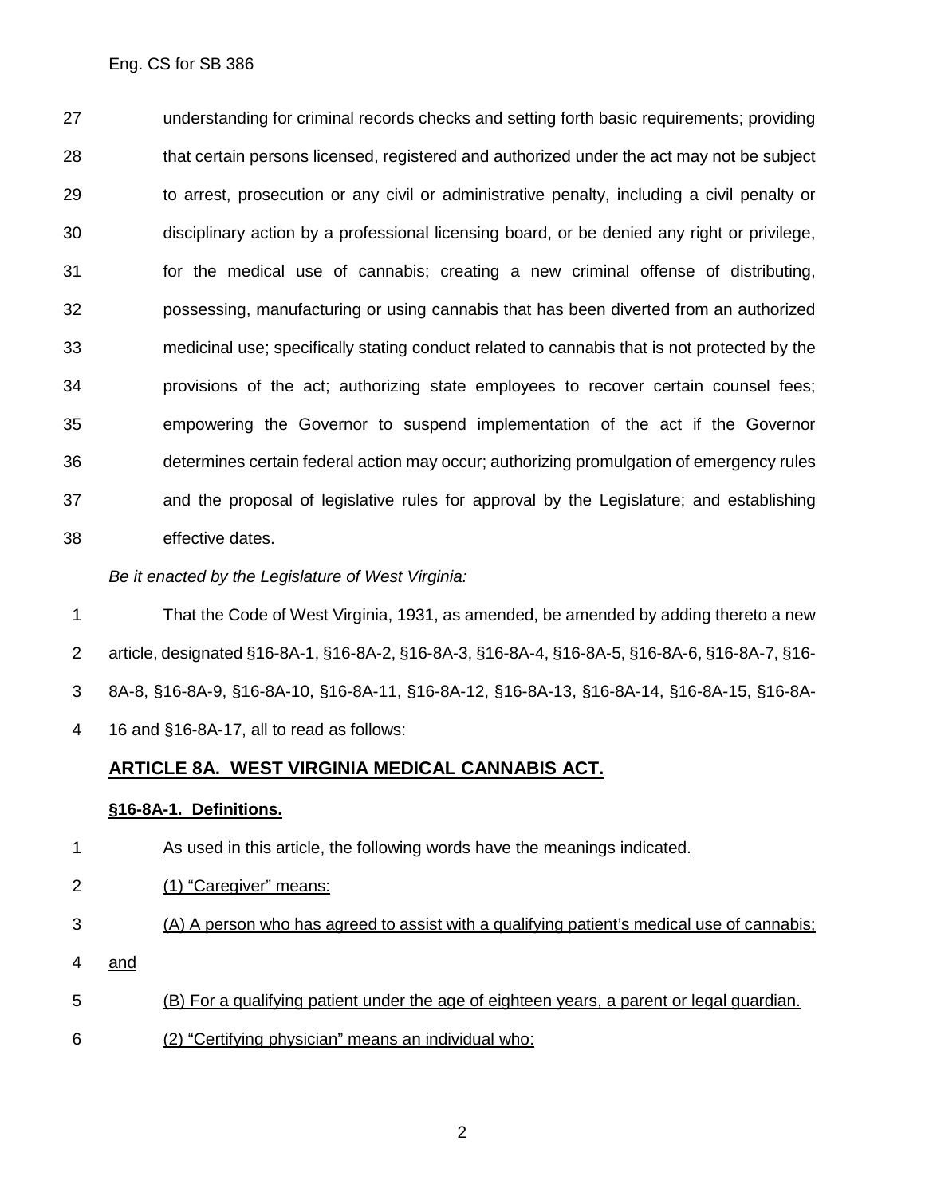understanding for criminal records checks and setting forth basic requirements; providing that certain persons licensed, registered and authorized under the act may not be subject to arrest, prosecution or any civil or administrative penalty, including a civil penalty or disciplinary action by a professional licensing board, or be denied any right or privilege, for the medical use of cannabis; creating a new criminal offense of distributing, possessing, manufacturing or using cannabis that has been diverted from an authorized medicinal use; specifically stating conduct related to cannabis that is not protected by the provisions of the act; authorizing state employees to recover certain counsel fees; empowering the Governor to suspend implementation of the act if the Governor determines certain federal action may occur; authorizing promulgation of emergency rules and the proposal of legislative rules for approval by the Legislature; and establishing effective dates.

*Be it enacted by the Legislature of West Virginia:*

That the Code of West Virginia, 1931, as amended, be amended by adding thereto a new article, designated §16-8A-1, §16-8A-2, §16-8A-3, §16-8A-4, §16-8A-5, §16-8A-6, §16-8A-7, §16-8A-8, §16-8A-9, §16-8A-10, §16-8A-11, §16-8A-12, §16-8A-13, §16-8A-14, §16-8A-15, §16-8A-16 and §16-8A-17, all to read as follows:

## ARTICLE 8A. WEST VIRGINIA MEDICAL CANNABIS ACT.

### §16-8A-1. Definitions.

As used in this article, the following words have the meanings indicated.

(1) "Caregiver" means:

(A) A person who has agreed to assist with a qualifying patient's medical use of cannabis; and

(B) For a qualifying patient under the age of eighteen years, a parent or legal guardian.

(2) "Certifying physician" means an individual who: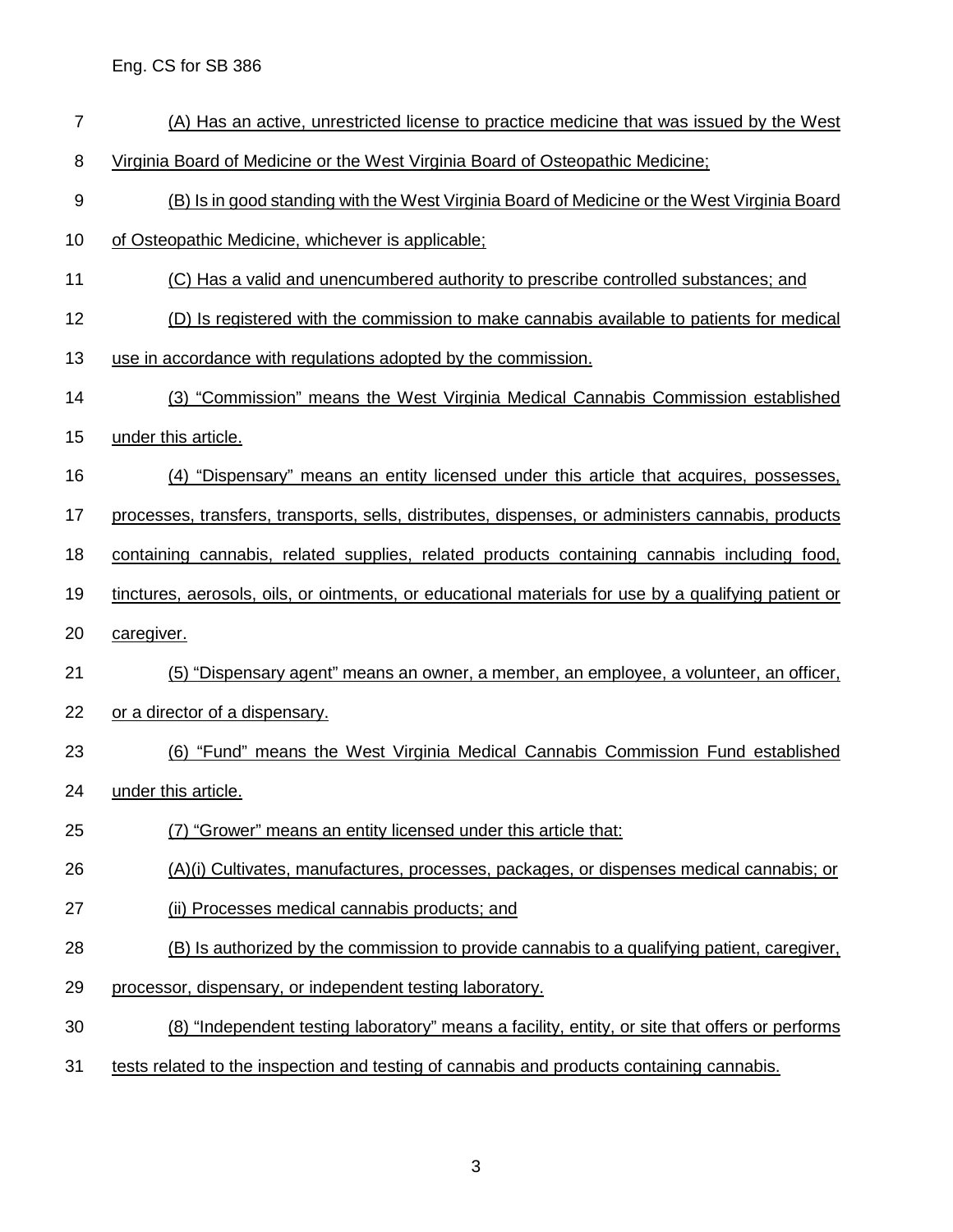(A) Has an active, unrestricted license to practice medicine that was issued by the West Virginia Board of Medicine or the West Virginia Board of Osteopathic Medicine;

(B) Is in good standing with the West Virginia Board of Medicine or the West Virginia Board of Osteopathic Medicine, whichever is applicable;

(C) Has a valid and unencumbered authority to prescribe controlled substances; and

(D) Is registered with the commission to make cannabis available to patients for medical use in accordance with regulations adopted by the commission.

(3) "Commission" means the West Virginia Medical Cannabis Commission established under this article.

(4) "Dispensary" means an entity licensed under this article that acquires, possesses, processes, transfers, transports, sells, distributes, dispenses, or administers cannabis, products containing cannabis, related supplies, related products containing cannabis including food, tinctures, aerosols, oils, or ointments, or educational materials for use by a qualifying patient or caregiver.

(5) "Dispensary agent" means an owner, a member, an employee, a volunteer, an officer, or a director of a dispensary.

(6) "Fund" means the West Virginia Medical Cannabis Commission Fund established under this article.

(7) "Grower" means an entity licensed under this article that:

(A)(i) Cultivates, manufactures, processes, packages, or dispenses medical cannabis; or

(ii) Processes medical cannabis products; and

(B) Is authorized by the commission to provide cannabis to a qualifying patient, caregiver, processor, dispensary, or independent testing laboratory.

(8) "Independent testing laboratory" means a facility, entity, or site that offers or performs tests related to the inspection and testing of cannabis and products containing cannabis.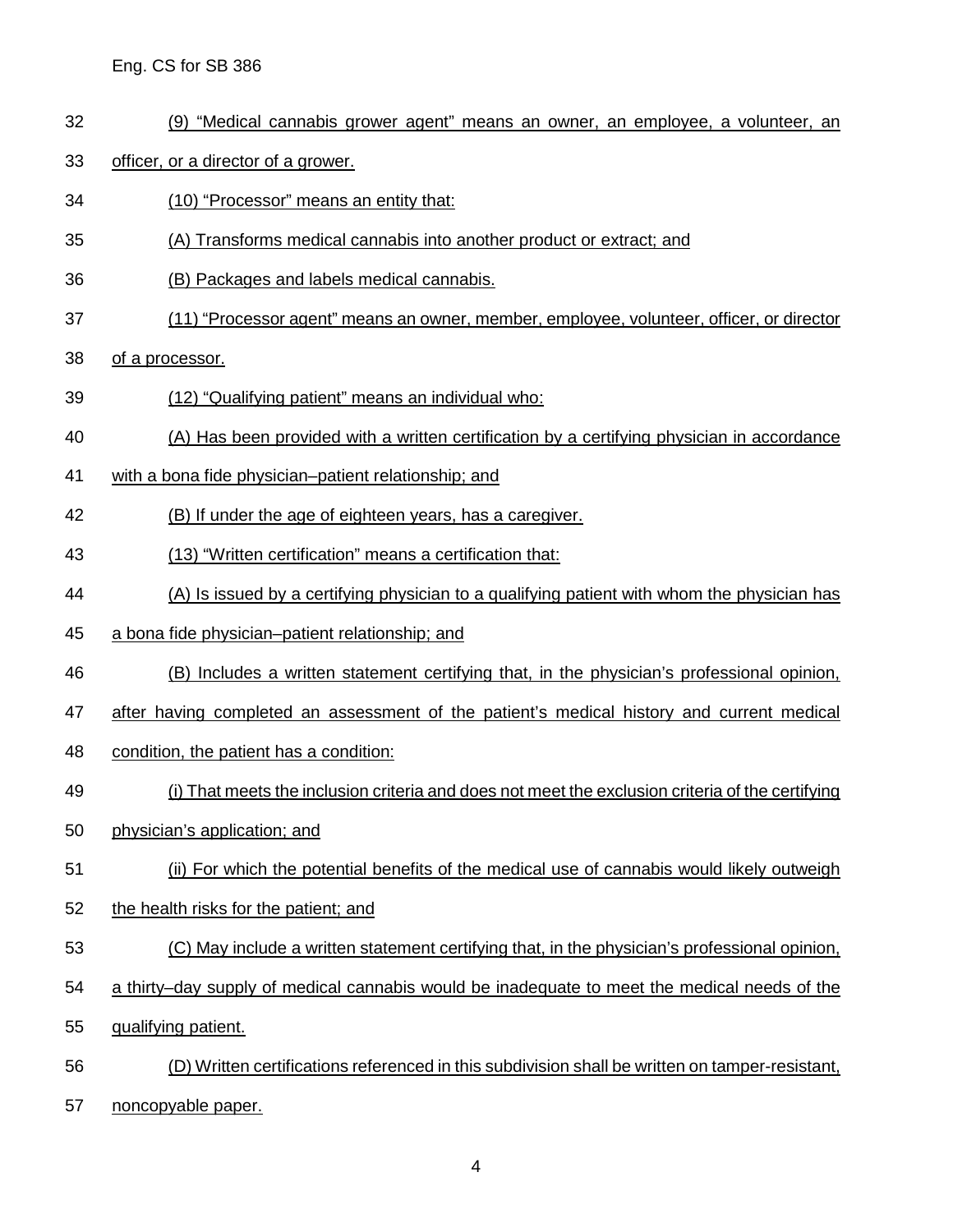(9) "Medical cannabis grower agent" means an owner, an employee, a volunteer, an officer, or a director of a grower.

(10) "Processor" means an entity that:

(A) Transforms medical cannabis into another product or extract; and

(B) Packages and labels medical cannabis.

(11) "Processor agent" means an owner, member, employee, volunteer, officer, or director of a processor.

(12) "Qualifying patient" means an individual who:

(A) Has been provided with a written certification by a certifying physician in accordance with a bona fide physician–patient relationship; and

(B) If under the age of eighteen years, has a caregiver.

(13) "Written certification" means a certification that:

(A) Is issued by a certifying physician to a qualifying patient with whom the physician has a bona fide physician–patient relationship; and

(B) Includes a written statement certifying that, in the physician's professional opinion, after having completed an assessment of the patient's medical history and current medical condition, the patient has a condition:

(i) That meets the inclusion criteria and does not meet the exclusion criteria of the certifying physician's application; and

(ii) For which the potential benefits of the medical use of cannabis would likely outweigh the health risks for the patient; and

(C) May include a written statement certifying that, in the physician's professional opinion, a thirty–day supply of medical cannabis would be inadequate to meet the medical needs of the qualifying patient.

(D) Written certifications referenced in this subdivision shall be written on tamper-resistant, noncopyable paper.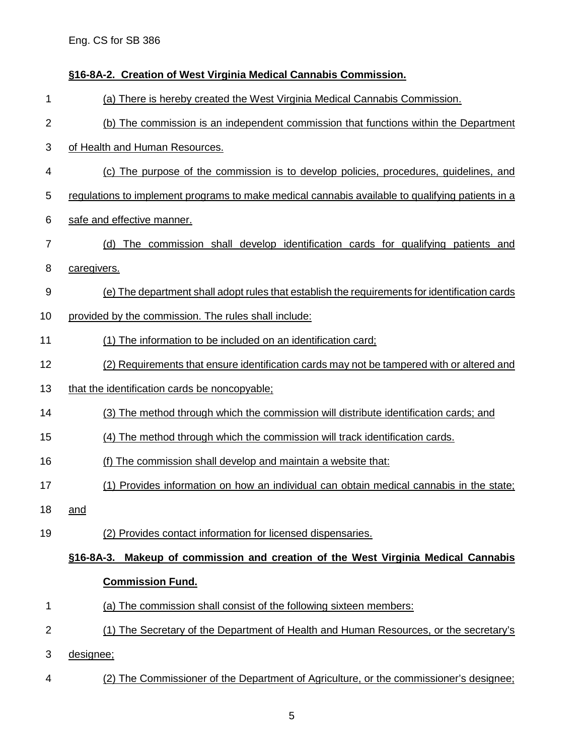### §16-8A-2. Creation of West Virginia Medical Cannabis Commission.

(a) There is hereby created the West Virginia Medical Cannabis Commission.

(b) The commission is an independent commission that functions within the Department of Health and Human Resources.

(c) The purpose of the commission is to develop policies, procedures, guidelines, and regulations to implement programs to make medical cannabis available to qualifying patients in a safe and effective manner.

(d) The commission shall develop identification cards for qualifying patients and caregivers.

(e) The department shall adopt rules that establish the requirements for identification cards provided by the commission. The rules shall include:

(1) The information to be included on an identification card;

(2) Requirements that ensure identification cards may not be tampered with or altered and that the identification cards be noncopyable;

(3) The method through which the commission will distribute identification cards; and

(4) The method through which the commission will track identification cards.

(f) The commission shall develop and maintain a website that:

(1) Provides information on how an individual can obtain medical cannabis in the state; and

(2) Provides contact information for licensed dispensaries.

### §16-8A-3. Makeup of commission and creation of the West Virginia Medical Cannabis Commission Fund.

(a) The commission shall consist of the following sixteen members:

(1) The Secretary of the Department of Health and Human Resources, or the secretary's designee;

(2) The Commissioner of the Department of Agriculture, or the commissioner's designee;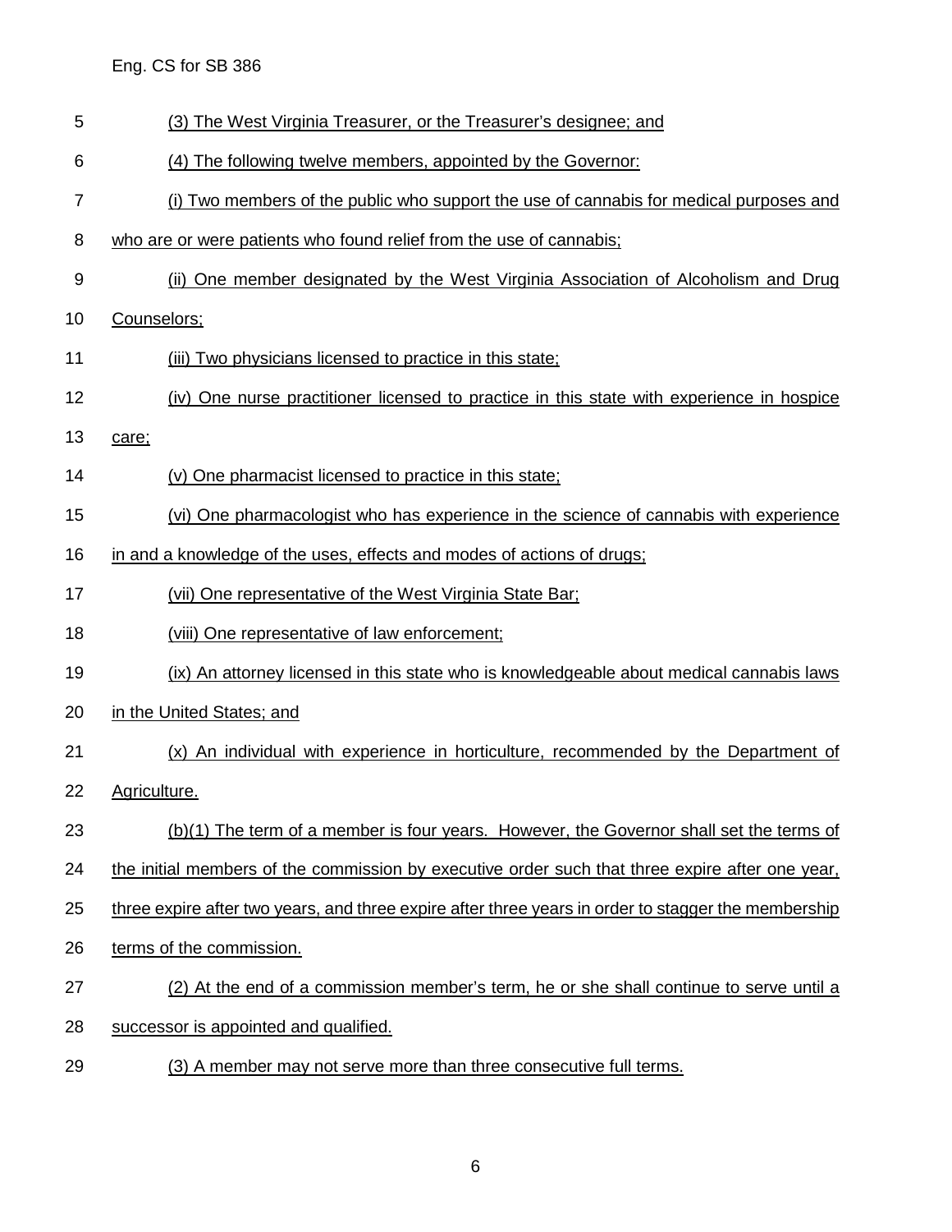(3) The West Virginia Treasurer, or the Treasurer's designee; and

(4) The following twelve members, appointed by the Governor:

(i) Two members of the public who support the use of cannabis for medical purposes and who are or were patients who found relief from the use of cannabis;

(ii) One member designated by the West Virginia Association of Alcoholism and Drug Counselors;

(iii) Two physicians licensed to practice in this state;

(iv) One nurse practitioner licensed to practice in this state with experience in hospice care;

(v) One pharmacist licensed to practice in this state;

(vi) One pharmacologist who has experience in the science of cannabis with experience in and a knowledge of the uses, effects and modes of actions of drugs;

(vii) One representative of the West Virginia State Bar;

(viii) One representative of law enforcement;

(ix) An attorney licensed in this state who is knowledgeable about medical cannabis laws in the United States; and

(x) An individual with experience in horticulture, recommended by the Department of Agriculture.

(b)(1) The term of a member is four years. However, the Governor shall set the terms of the initial members of the commission by executive order such that three expire after one year, three expire after two years, and three expire after three years in order to stagger the membership terms of the commission.

(2) At the end of a commission member's term, he or she shall continue to serve until a successor is appointed and qualified.

(3) A member may not serve more than three consecutive full terms.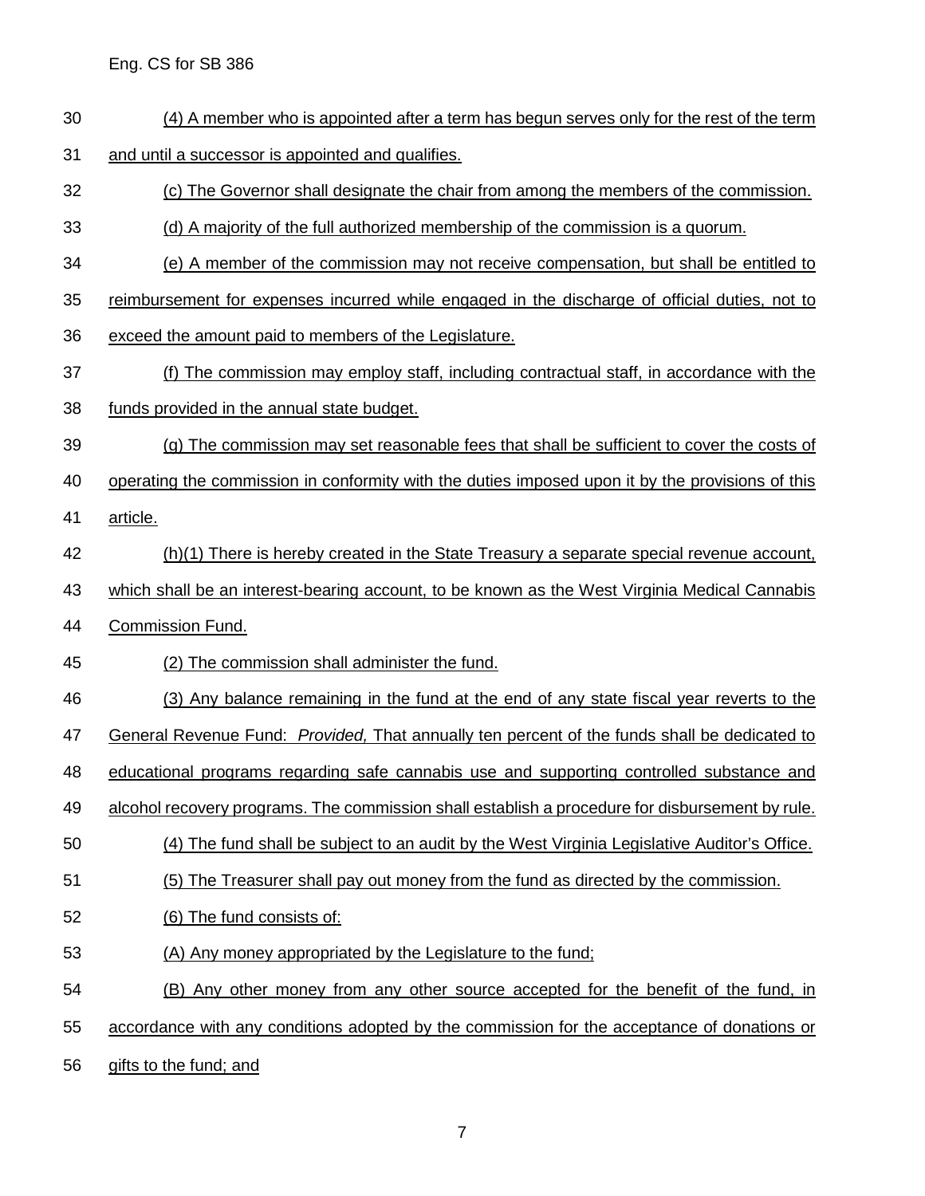(4) A member who is appointed after a term has begun serves only for the rest of the term and until a successor is appointed and qualifies.

(c) The Governor shall designate the chair from among the members of the commission.

(d) A majority of the full authorized membership of the commission is a quorum.

(e) A member of the commission may not receive compensation, but shall be entitled to reimbursement for expenses incurred while engaged in the discharge of official duties, not to exceed the amount paid to members of the Legislature.

(f) The commission may employ staff, including contractual staff, in accordance with the funds provided in the annual state budget.

(g) The commission may set reasonable fees that shall be sufficient to cover the costs of operating the commission in conformity with the duties imposed upon it by the provisions of this article.

(h)(1) There is hereby created in the State Treasury a separate special revenue account, which shall be an interest-bearing account, to be known as the West Virginia Medical Cannabis Commission Fund.

(2) The commission shall administer the fund.

(3) Any balance remaining in the fund at the end of any state fiscal year reverts to the General Revenue Fund: *Provided,* That annually ten percent of the funds shall be dedicated to educational programs regarding safe cannabis use and supporting controlled substance and alcohol recovery programs. The commission shall establish a procedure for disbursement by rule.

(4) The fund shall be subject to an audit by the West Virginia Legislative Auditor's Office.

(5) The Treasurer shall pay out money from the fund as directed by the commission.

(6) The fund consists of:

(A) Any money appropriated by the Legislature to the fund;

(B) Any other money from any other source accepted for the benefit of the fund, in accordance with any conditions adopted by the commission for the acceptance of donations or gifts to the fund; and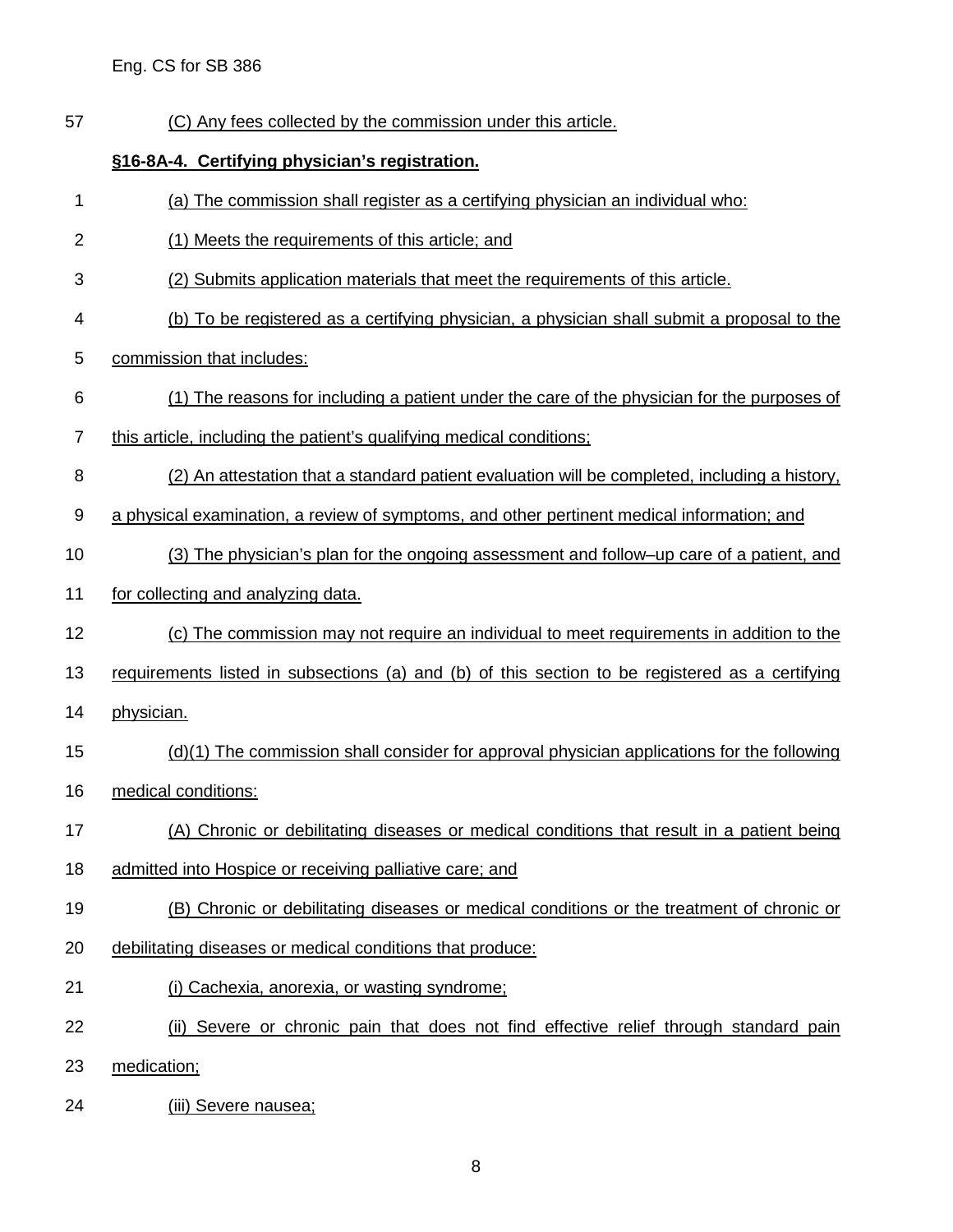(C) Any fees collected by the commission under this article.

**§16-8A-4. Certifying physician's registration.**

(a) The commission shall register as a certifying physician an individual who:

(1) Meets the requirements of this article; and

(2) Submits application materials that meet the requirements of this article.

(b) To be registered as a certifying physician, a physician shall submit a proposal to the commission that includes:

(1) The reasons for including a patient under the care of the physician for the purposes of this article, including the patient's qualifying medical conditions;

(2) An attestation that a standard patient evaluation will be completed, including a history, a physical examination, a review of symptoms, and other pertinent medical information; and

(3) The physician's plan for the ongoing assessment and follow–up care of a patient, and for collecting and analyzing data.

(c) The commission may not require an individual to meet requirements in addition to the requirements listed in subsections (a) and (b) of this section to be registered as a certifying physician.

(d)(1) The commission shall consider for approval physician applications for the following medical conditions:

(A) Chronic or debilitating diseases or medical conditions that result in a patient being admitted into Hospice or receiving palliative care; and

(B) Chronic or debilitating diseases or medical conditions or the treatment of chronic or debilitating diseases or medical conditions that produce:

(i) Cachexia, anorexia, or wasting syndrome;

(ii) Severe or chronic pain that does not find effective relief through standard pain medication;

(iii) Severe nausea;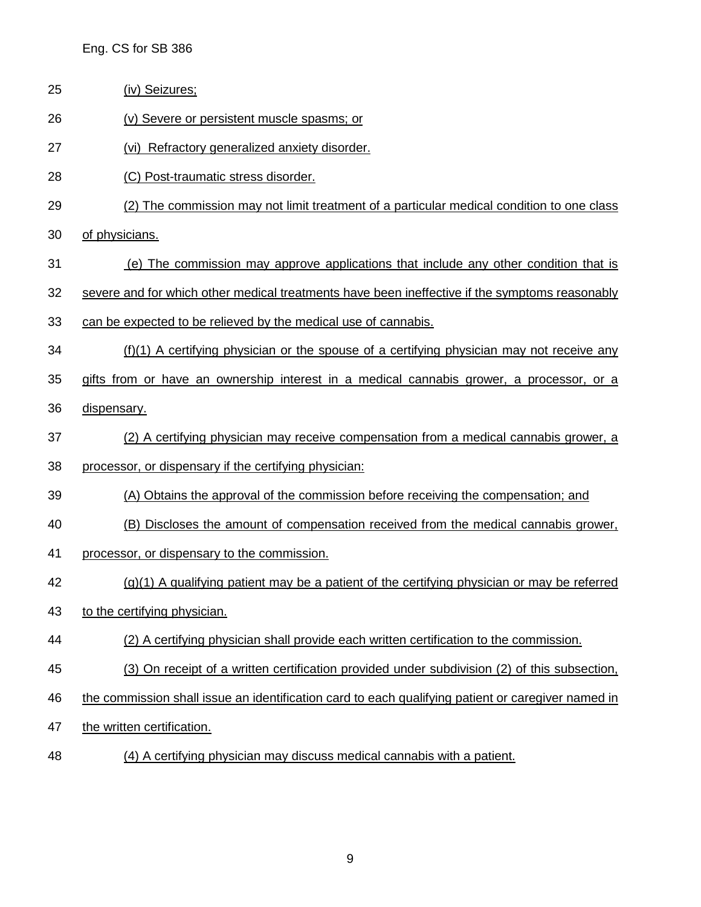(iv) Seizures;

(v) Severe or persistent muscle spasms; or

(vi) Refractory generalized anxiety disorder.

(C) Post-traumatic stress disorder.

(2) The commission may not limit treatment of a particular medical condition to one class of physicians.

(e) The commission may approve applications that include any other condition that is severe and for which other medical treatments have been ineffective if the symptoms reasonably can be expected to be relieved by the medical use of cannabis.

(f)(1) A certifying physician or the spouse of a certifying physician may not receive any gifts from or have an ownership interest in a medical cannabis grower, a processor, or a dispensary.

(2) A certifying physician may receive compensation from a medical cannabis grower, a processor, or dispensary if the certifying physician:

(A) Obtains the approval of the commission before receiving the compensation; and

(B) Discloses the amount of compensation received from the medical cannabis grower, processor, or dispensary to the commission.

(g)(1) A qualifying patient may be a patient of the certifying physician or may be referred to the certifying physician.

(2) A certifying physician shall provide each written certification to the commission.

(3) On receipt of a written certification provided under subdivision (2) of this subsection, the commission shall issue an identification card to each qualifying patient or caregiver named in the written certification.

(4) A certifying physician may discuss medical cannabis with a patient.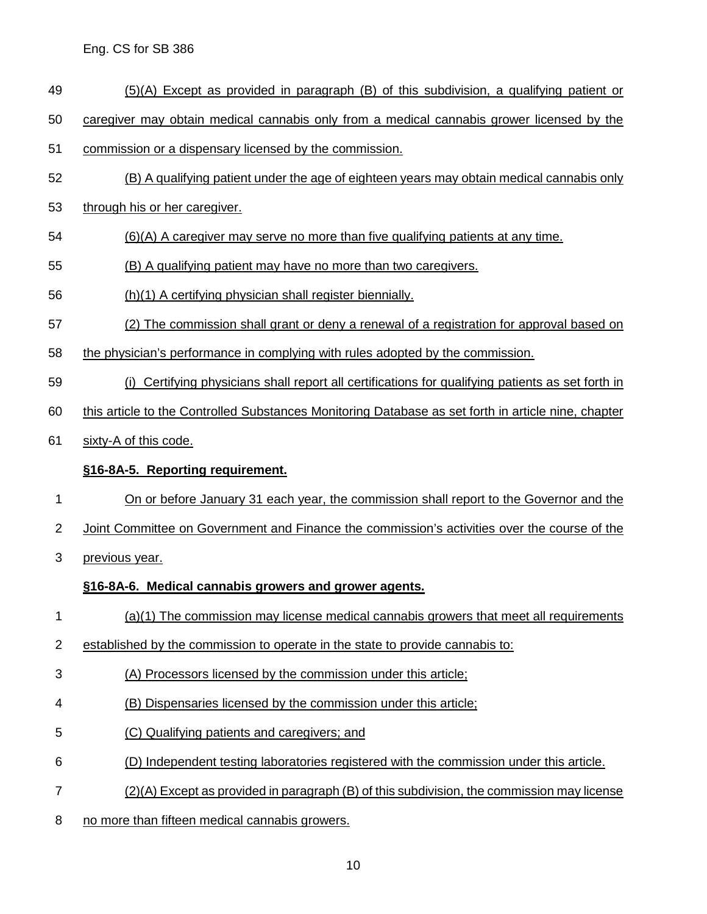(5)(A) Except as provided in paragraph (B) of this subdivision, a qualifying patient or caregiver may obtain medical cannabis only from a medical cannabis grower licensed by the commission or a dispensary licensed by the commission.

(B) A qualifying patient under the age of eighteen years may obtain medical cannabis only through his or her caregiver.

(6)(A) A caregiver may serve no more than five qualifying patients at any time.

(B) A qualifying patient may have no more than two caregivers.

(h)(1) A certifying physician shall register biennially.

(2) The commission shall grant or deny a renewal of a registration for approval based on the physician's performance in complying with rules adopted by the commission.

(i) Certifying physicians shall report all certifications for qualifying patients as set forth in this article to the Controlled Substances Monitoring Database as set forth in article nine, chapter sixty-A of this code.

**§16-8A-5. Reporting requirement.**

On or before January 31 each year, the commission shall report to the Governor and the Joint Committee on Government and Finance the commission's activities over the course of the previous year.

**§16-8A-6. Medical cannabis growers and grower agents.**

(a)(1) The commission may license medical cannabis growers that meet all requirements established by the commission to operate in the state to provide cannabis to:

(A) Processors licensed by the commission under this article;

(B) Dispensaries licensed by the commission under this article;

(C) Qualifying patients and caregivers; and

(D) Independent testing laboratories registered with the commission under this article.

(2)(A) Except as provided in paragraph (B) of this subdivision, the commission may license no more than fifteen medical cannabis growers.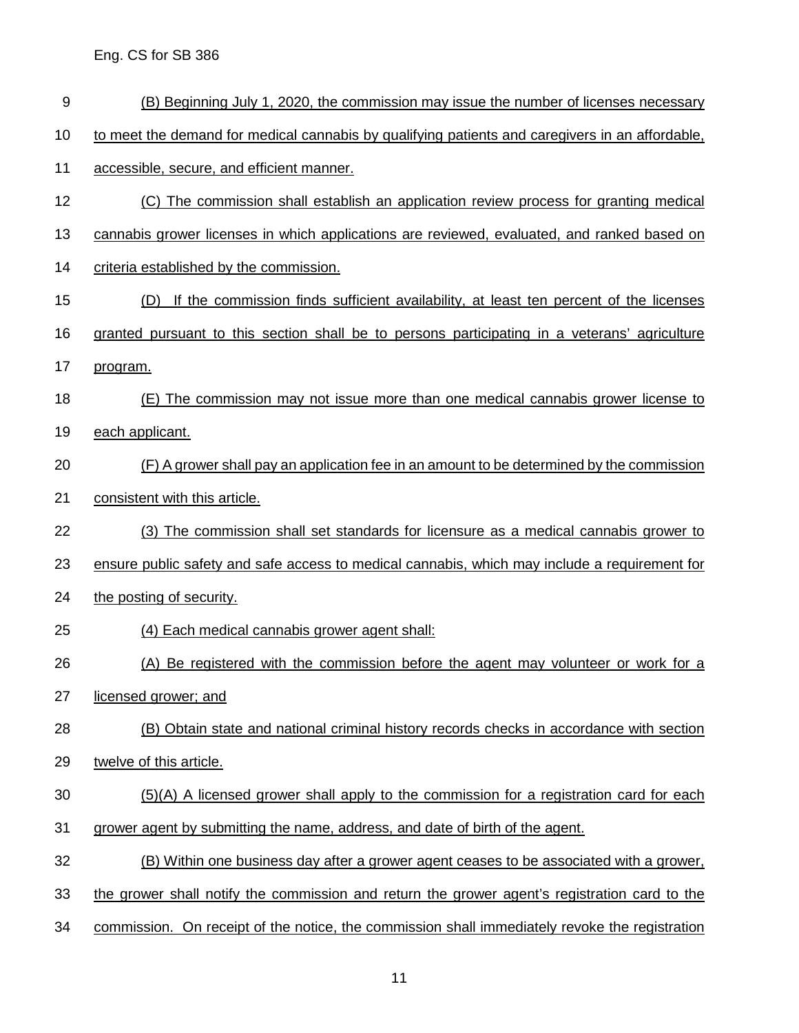(B) Beginning July 1, 2020, the commission may issue the number of licenses necessary to meet the demand for medical cannabis by qualifying patients and caregivers in an affordable, accessible, secure, and efficient manner.

(C) The commission shall establish an application review process for granting medical cannabis grower licenses in which applications are reviewed, evaluated, and ranked based on criteria established by the commission.

(D) If the commission finds sufficient availability, at least ten percent of the licenses granted pursuant to this section shall be to persons participating in a veterans' agriculture program.

(E) The commission may not issue more than one medical cannabis grower license to each applicant.

(F) A grower shall pay an application fee in an amount to be determined by the commission consistent with this article.

(3) The commission shall set standards for licensure as a medical cannabis grower to ensure public safety and safe access to medical cannabis, which may include a requirement for the posting of security.

(4) Each medical cannabis grower agent shall:

(A) Be registered with the commission before the agent may volunteer or work for a licensed grower; and

(B) Obtain state and national criminal history records checks in accordance with section twelve of this article.

(5)(A) A licensed grower shall apply to the commission for a registration card for each grower agent by submitting the name, address, and date of birth of the agent.

(B) Within one business day after a grower agent ceases to be associated with a grower, the grower shall notify the commission and return the grower agent's registration card to the commission. On receipt of the notice, the commission shall immediately revoke the registration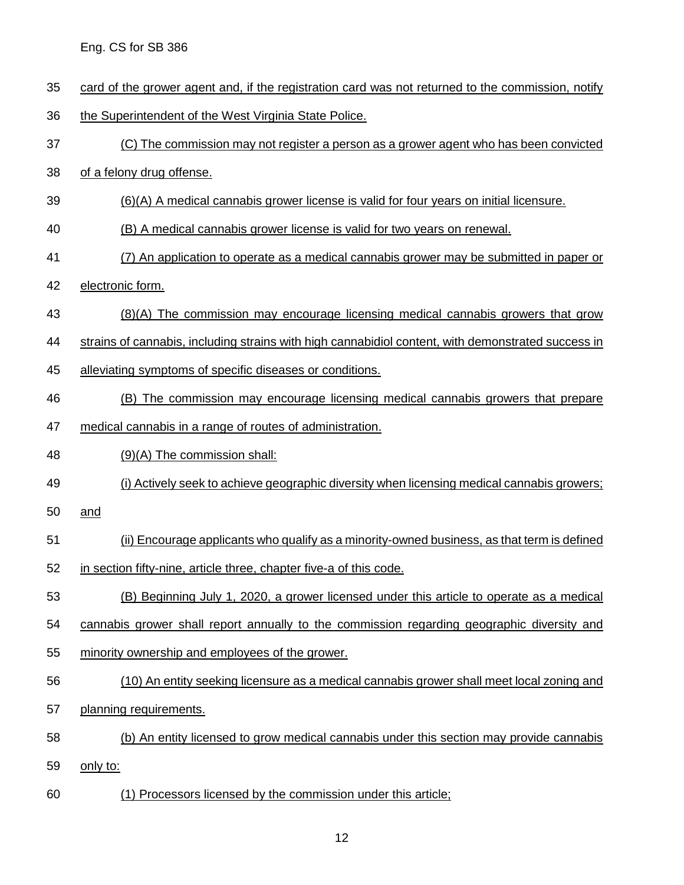card of the grower agent and, if the registration card was not returned to the commission, notify the Superintendent of the West Virginia State Police.

(C) The commission may not register a person as a grower agent who has been convicted of a felony drug offense.

(6)(A) A medical cannabis grower license is valid for four years on initial licensure.

(B) A medical cannabis grower license is valid for two years on renewal.

(7) An application to operate as a medical cannabis grower may be submitted in paper or electronic form.

(8)(A) The commission may encourage licensing medical cannabis growers that grow strains of cannabis, including strains with high cannabidiol content, with demonstrated success in alleviating symptoms of specific diseases or conditions.

(B) The commission may encourage licensing medical cannabis growers that prepare medical cannabis in a range of routes of administration.

(9)(A) The commission shall:

(i) Actively seek to achieve geographic diversity when licensing medical cannabis growers; and

(ii) Encourage applicants who qualify as a minority-owned business, as that term is defined in section fifty-nine, article three, chapter five-a of this code.

(B) Beginning July 1, 2020, a grower licensed under this article to operate as a medical cannabis grower shall report annually to the commission regarding geographic diversity and minority ownership and employees of the grower.

(10) An entity seeking licensure as a medical cannabis grower shall meet local zoning and planning requirements.

(b) An entity licensed to grow medical cannabis under this section may provide cannabis only to:

(1) Processors licensed by the commission under this article;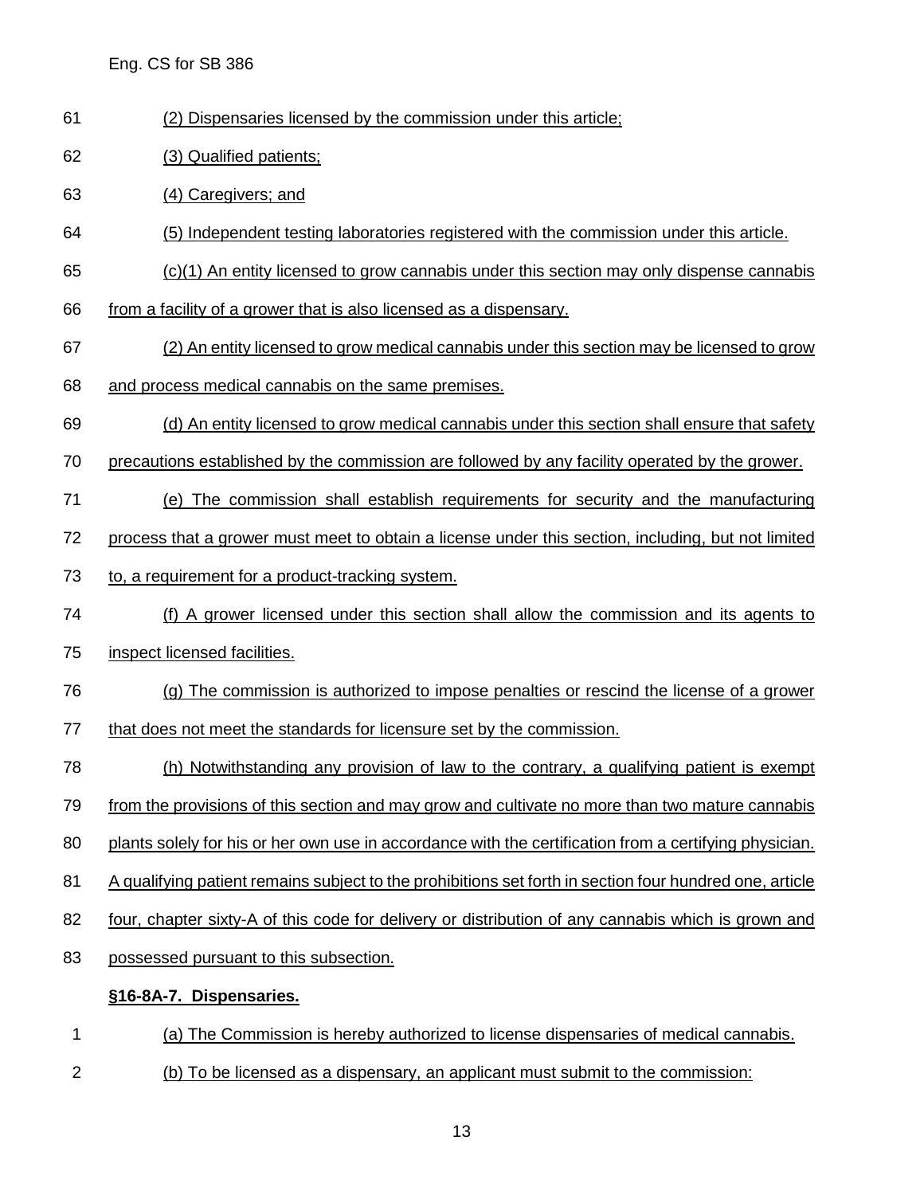(2) Dispensaries licensed by the commission under this article;

(3) Qualified patients;

(4) Caregivers; and

(5) Independent testing laboratories registered with the commission under this article.

(c)(1) An entity licensed to grow cannabis under this section may only dispense cannabis from a facility of a grower that is also licensed as a dispensary.

(2) An entity licensed to grow medical cannabis under this section may be licensed to grow and process medical cannabis on the same premises.

(d) An entity licensed to grow medical cannabis under this section shall ensure that safety precautions established by the commission are followed by any facility operated by the grower.

(e) The commission shall establish requirements for security and the manufacturing process that a grower must meet to obtain a license under this section, including, but not limited to, a requirement for a product-tracking system.

(f) A grower licensed under this section shall allow the commission and its agents to inspect licensed facilities.

(g) The commission is authorized to impose penalties or rescind the license of a grower that does not meet the standards for licensure set by the commission.

(h) Notwithstanding any provision of law to the contrary, a qualifying patient is exempt from the provisions of this section and may grow and cultivate no more than two mature cannabis plants solely for his or her own use in accordance with the certification from a certifying physician. A qualifying patient remains subject to the prohibitions set forth in section four hundred one, article four, chapter sixty-A of this code for delivery or distribution of any cannabis which is grown and possessed pursuant to this subsection.

**§16-8A-7. Dispensaries.**

(a) The Commission is hereby authorized to license dispensaries of medical cannabis.

(b) To be licensed as a dispensary, an applicant must submit to the commission: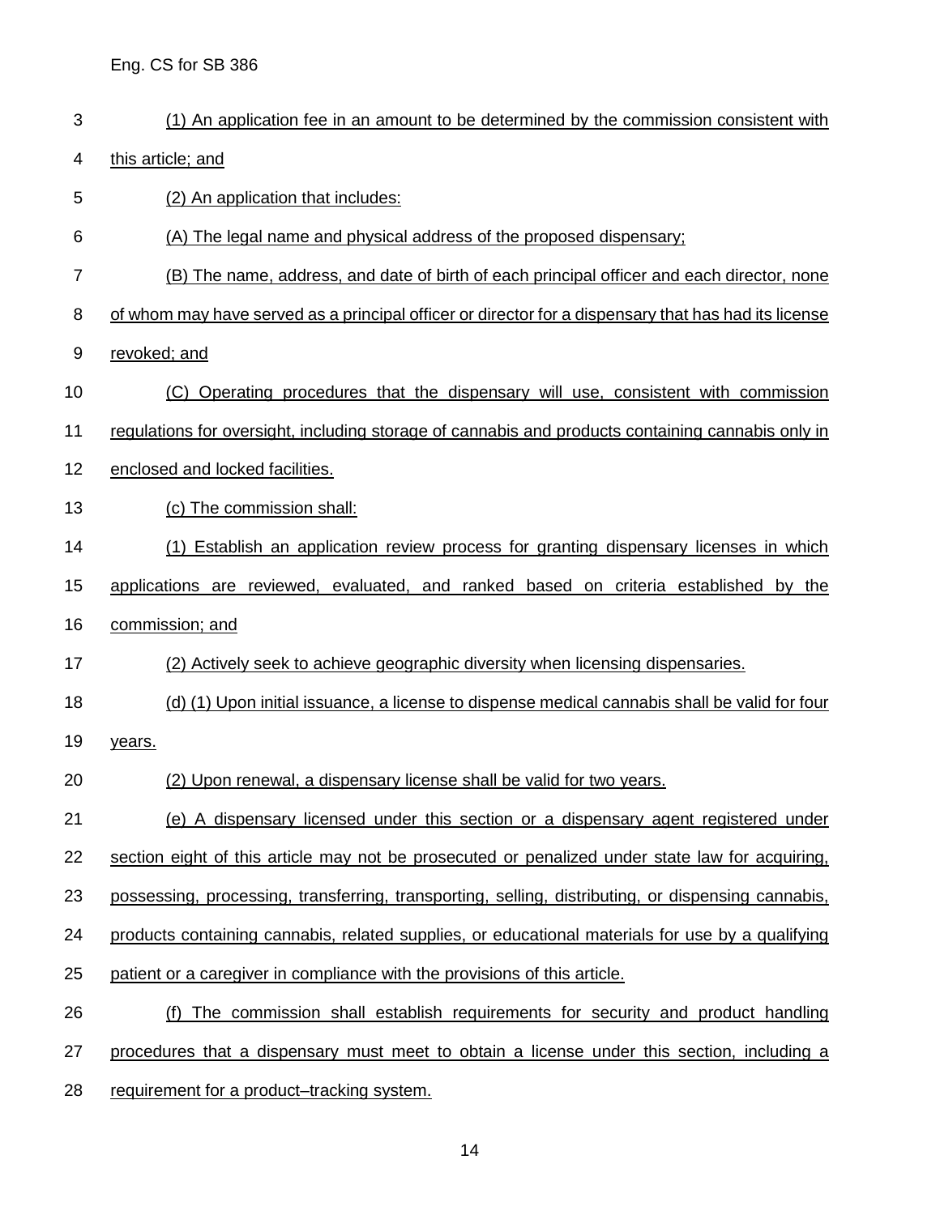(1) An application fee in an amount to be determined by the commission consistent with this article; and

(2) An application that includes:

(A) The legal name and physical address of the proposed dispensary;

(B) The name, address, and date of birth of each principal officer and each director, none of whom may have served as a principal officer or director for a dispensary that has had its license revoked; and

(C) Operating procedures that the dispensary will use, consistent with commission regulations for oversight, including storage of cannabis and products containing cannabis only in enclosed and locked facilities.

(c) The commission shall:

(1) Establish an application review process for granting dispensary licenses in which applications are reviewed, evaluated, and ranked based on criteria established by the commission; and

(2) Actively seek to achieve geographic diversity when licensing dispensaries.

(d) (1) Upon initial issuance, a license to dispense medical cannabis shall be valid for four years.

(2) Upon renewal, a dispensary license shall be valid for two years.

(e) A dispensary licensed under this section or a dispensary agent registered under section eight of this article may not be prosecuted or penalized under state law for acquiring, possessing, processing, transferring, transporting, selling, distributing, or dispensing cannabis, products containing cannabis, related supplies, or educational materials for use by a qualifying patient or a caregiver in compliance with the provisions of this article.

(f) The commission shall establish requirements for security and product handling procedures that a dispensary must meet to obtain a license under this section, including a requirement for a product–tracking system.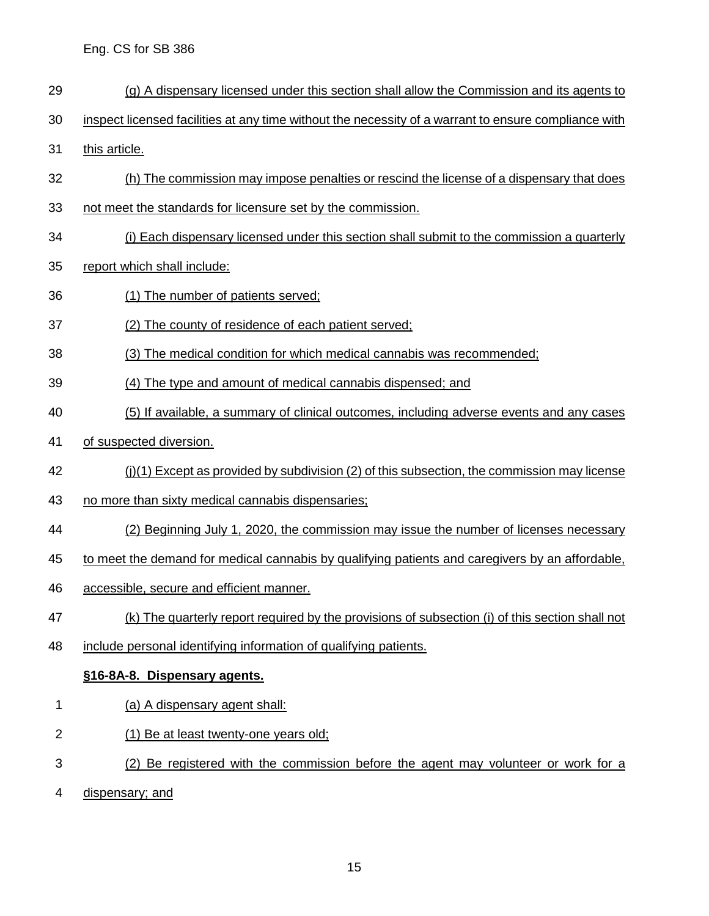(g) A dispensary licensed under this section shall allow the Commission and its agents to inspect licensed facilities at any time without the necessity of a warrant to ensure compliance with this article.

(h) The commission may impose penalties or rescind the license of a dispensary that does not meet the standards for licensure set by the commission.

(i) Each dispensary licensed under this section shall submit to the commission a quarterly report which shall include:

(1) The number of patients served;

(2) The county of residence of each patient served;

(3) The medical condition for which medical cannabis was recommended;

(4) The type and amount of medical cannabis dispensed; and

(5) If available, a summary of clinical outcomes, including adverse events and any cases of suspected diversion.

(j)(1) Except as provided by subdivision (2) of this subsection, the commission may license no more than sixty medical cannabis dispensaries;

(2) Beginning July 1, 2020, the commission may issue the number of licenses necessary to meet the demand for medical cannabis by qualifying patients and caregivers by an affordable, accessible, secure and efficient manner.

(k) The quarterly report required by the provisions of subsection (i) of this section shall not include personal identifying information of qualifying patients.

**§16-8A-8. Dispensary agents.**

(a) A dispensary agent shall:

(1) Be at least twenty-one years old;

(2) Be registered with the commission before the agent may volunteer or work for a dispensary; and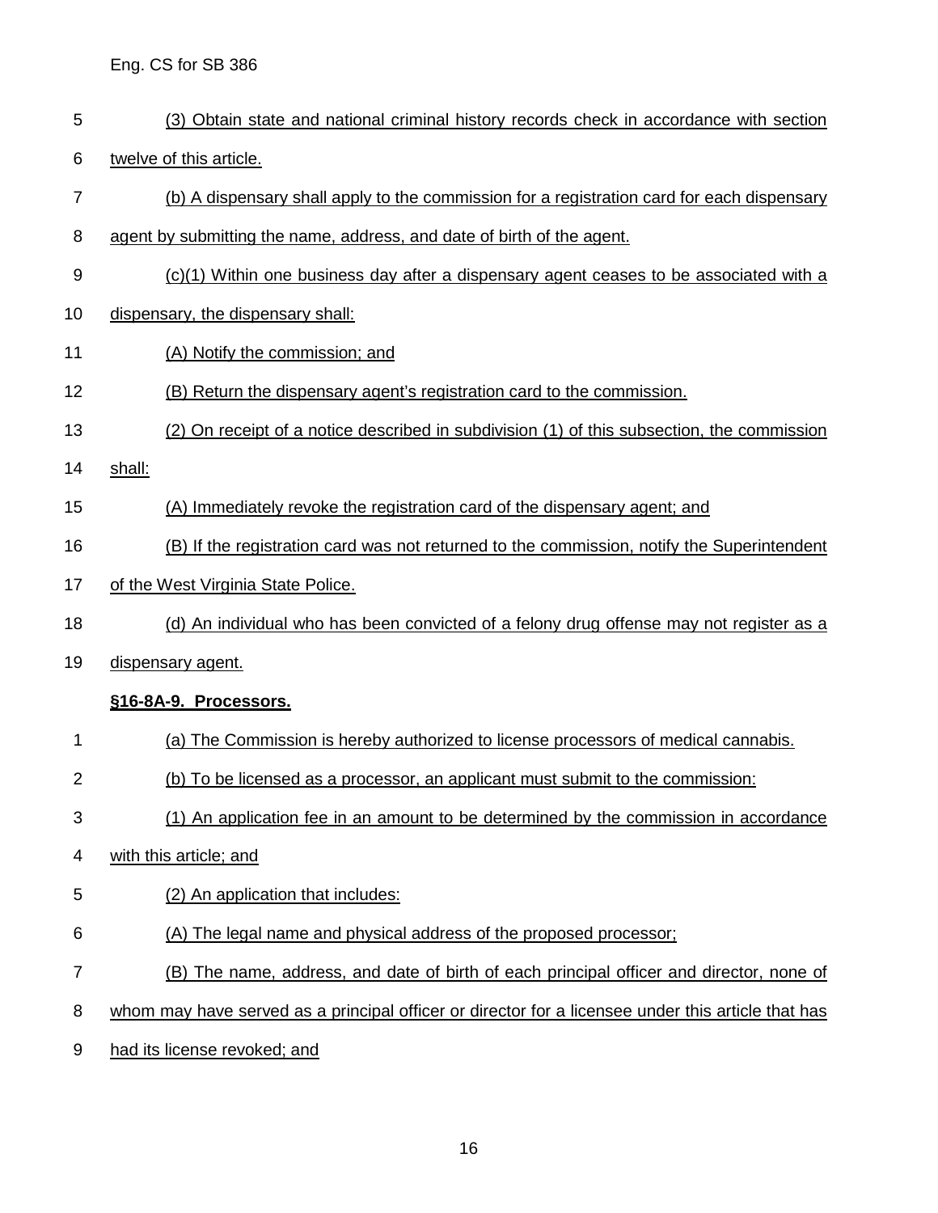(3) Obtain state and national criminal history records check in accordance with section twelve of this article.

(b) A dispensary shall apply to the commission for a registration card for each dispensary agent by submitting the name, address, and date of birth of the agent.

(c)(1) Within one business day after a dispensary agent ceases to be associated with a dispensary, the dispensary shall:

(A) Notify the commission; and

(B) Return the dispensary agent's registration card to the commission.

(2) On receipt of a notice described in subdivision (1) of this subsection, the commission shall:

(A) Immediately revoke the registration card of the dispensary agent; and

(B) If the registration card was not returned to the commission, notify the Superintendent of the West Virginia State Police.

(d) An individual who has been convicted of a felony drug offense may not register as a dispensary agent.

**§16-8A-9. Processors.**

(a) The Commission is hereby authorized to license processors of medical cannabis.

(b) To be licensed as a processor, an applicant must submit to the commission:

(1) An application fee in an amount to be determined by the commission in accordance with this article; and

(2) An application that includes:

(A) The legal name and physical address of the proposed processor;

(B) The name, address, and date of birth of each principal officer and director, none of whom may have served as a principal officer or director for a licensee under this article that has had its license revoked; and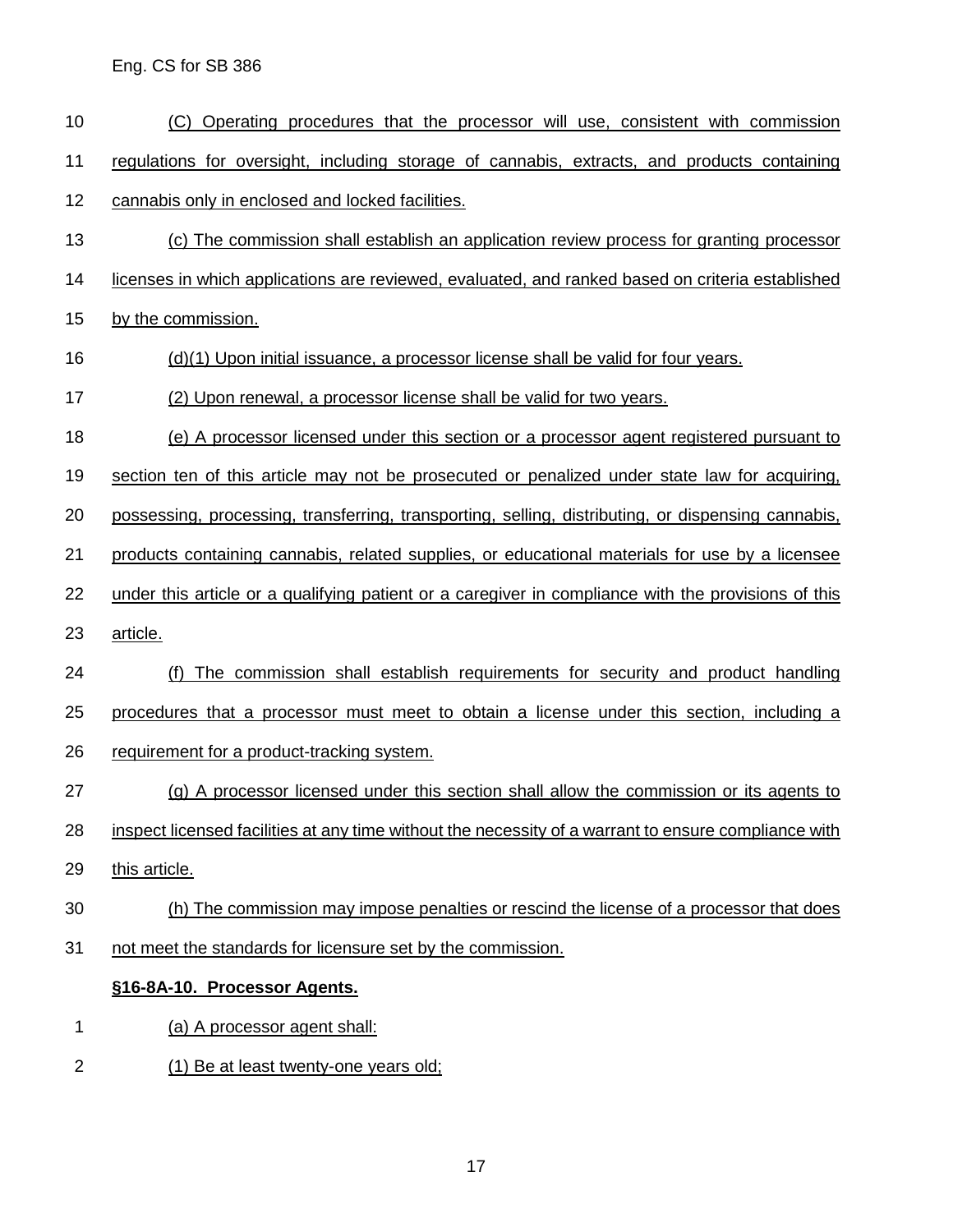(C) Operating procedures that the processor will use, consistent with commission regulations for oversight, including storage of cannabis, extracts, and products containing cannabis only in enclosed and locked facilities.

(c) The commission shall establish an application review process for granting processor licenses in which applications are reviewed, evaluated, and ranked based on criteria established by the commission.

(d)(1) Upon initial issuance, a processor license shall be valid for four years.

(2) Upon renewal, a processor license shall be valid for two years.

(e) A processor licensed under this section or a processor agent registered pursuant to section ten of this article may not be prosecuted or penalized under state law for acquiring, possessing, processing, transferring, transporting, selling, distributing, or dispensing cannabis, products containing cannabis, related supplies, or educational materials for use by a licensee under this article or a qualifying patient or a caregiver in compliance with the provisions of this article.

(f) The commission shall establish requirements for security and product handling procedures that a processor must meet to obtain a license under this section, including a requirement for a product-tracking system.

(g) A processor licensed under this section shall allow the commission or its agents to inspect licensed facilities at any time without the necessity of a warrant to ensure compliance with this article.

(h) The commission may impose penalties or rescind the license of a processor that does not meet the standards for licensure set by the commission.

**§16-8A-10. Processor Agents.**

(a) A processor agent shall:

(1) Be at least twenty-one years old;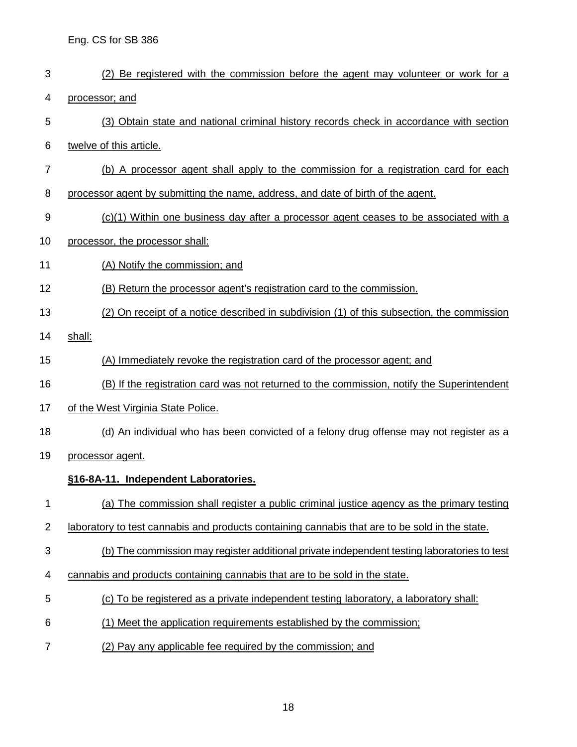(2) Be registered with the commission before the agent may volunteer or work for a processor; and

(3) Obtain state and national criminal history records check in accordance with section twelve of this article.

(b) A processor agent shall apply to the commission for a registration card for each processor agent by submitting the name, address, and date of birth of the agent.

(c)(1) Within one business day after a processor agent ceases to be associated with a processor, the processor shall:

(A) Notify the commission; and

(B) Return the processor agent's registration card to the commission.

(2) On receipt of a notice described in subdivision (1) of this subsection, the commission shall:

(A) Immediately revoke the registration card of the processor agent; and

(B) If the registration card was not returned to the commission, notify the Superintendent of the West Virginia State Police.

(d) An individual who has been convicted of a felony drug offense may not register as a processor agent.

**§16-8A-11. Independent Laboratories.**

(a) The commission shall register a public criminal justice agency as the primary testing laboratory to test cannabis and products containing cannabis that are to be sold in the state.

(b) The commission may register additional private independent testing laboratories to test cannabis and products containing cannabis that are to be sold in the state.

(c) To be registered as a private independent testing laboratory, a laboratory shall:

(1) Meet the application requirements established by the commission;

(2) Pay any applicable fee required by the commission; and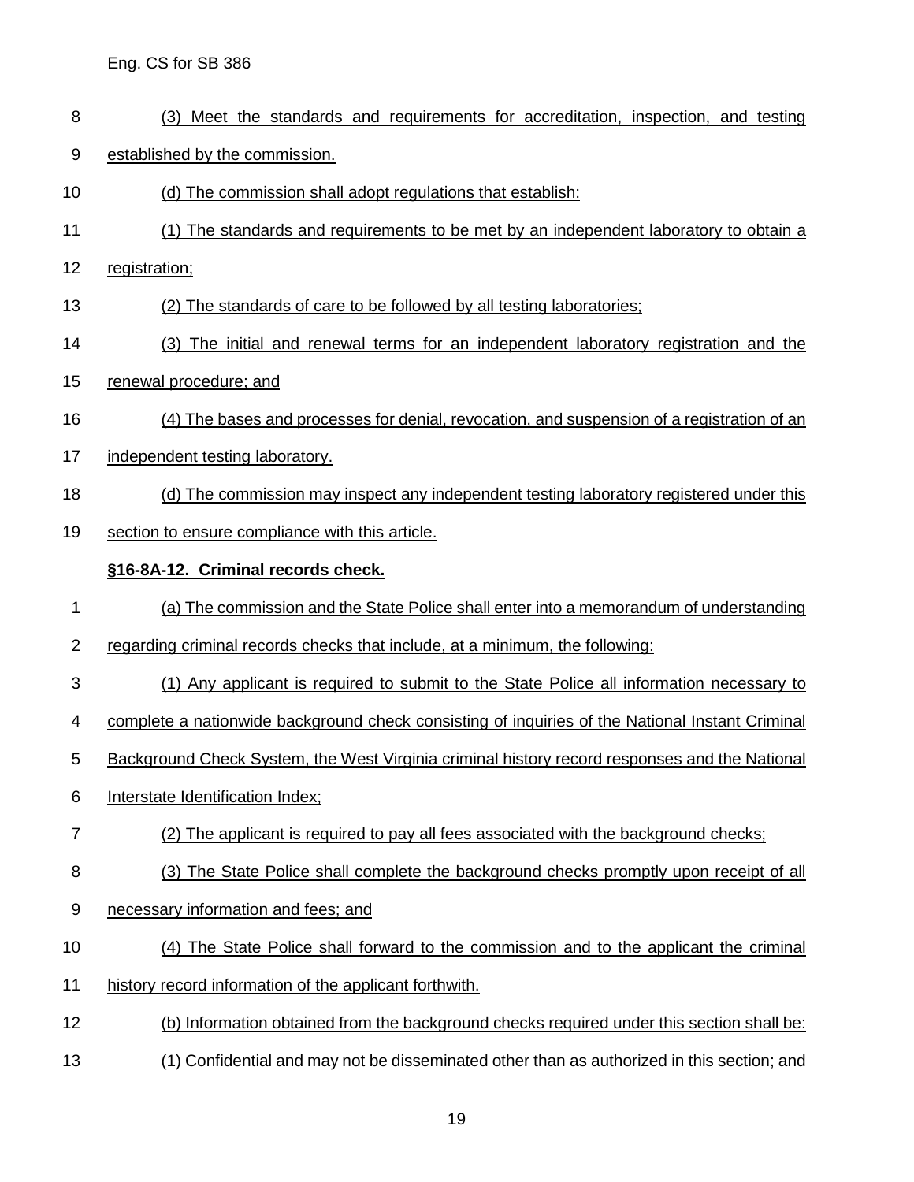(3) Meet the standards and requirements for accreditation, inspection, and testing established by the commission.

(d) The commission shall adopt regulations that establish:

(1) The standards and requirements to be met by an independent laboratory to obtain a registration;

(2) The standards of care to be followed by all testing laboratories;

(3) The initial and renewal terms for an independent laboratory registration and the renewal procedure; and

(4) The bases and processes for denial, revocation, and suspension of a registration of an independent testing laboratory.

(d) The commission may inspect any independent testing laboratory registered under this section to ensure compliance with this article.

**§16-8A-12. Criminal records check.**

(a) The commission and the State Police shall enter into a memorandum of understanding regarding criminal records checks that include, at a minimum, the following:

(1) Any applicant is required to submit to the State Police all information necessary to complete a nationwide background check consisting of inquiries of the National Instant Criminal Background Check System, the West Virginia criminal history record responses and the National Interstate Identification Index;

(2) The applicant is required to pay all fees associated with the background checks;

(3) The State Police shall complete the background checks promptly upon receipt of all necessary information and fees; and

(4) The State Police shall forward to the commission and to the applicant the criminal history record information of the applicant forthwith.

(b) Information obtained from the background checks required under this section shall be:

(1) Confidential and may not be disseminated other than as authorized in this section; and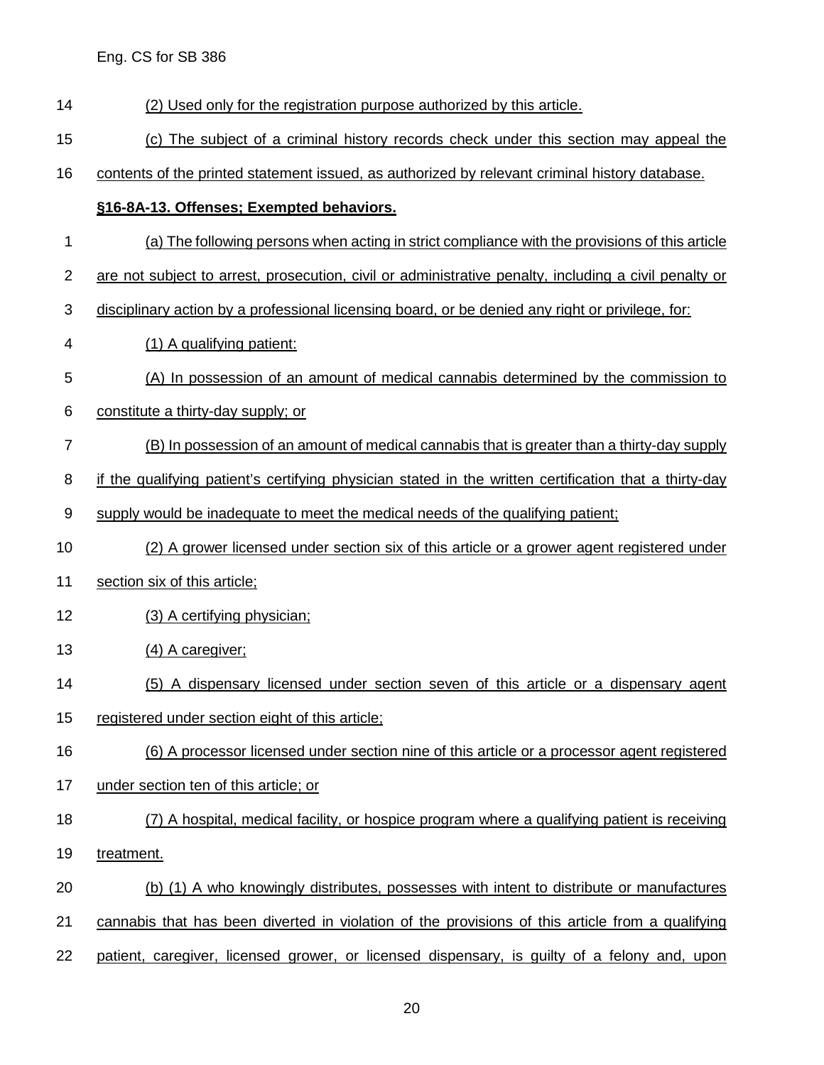(2) Used only for the registration purpose authorized by this article.

(c) The subject of a criminal history records check under this section may appeal the contents of the printed statement issued, as authorized by relevant criminal history database.

**§16-8A-13. Offenses; Exempted behaviors.**

(a) The following persons when acting in strict compliance with the provisions of this article are not subject to arrest, prosecution, civil or administrative penalty, including a civil penalty or disciplinary action by a professional licensing board, or be denied any right or privilege, for:

(1) A qualifying patient:

(A) In possession of an amount of medical cannabis determined by the commission to constitute a thirty-day supply; or

(B) In possession of an amount of medical cannabis that is greater than a thirty-day supply if the qualifying patient's certifying physician stated in the written certification that a thirty-day supply would be inadequate to meet the medical needs of the qualifying patient;

(2) A grower licensed under section six of this article or a grower agent registered under section six of this article;

(3) A certifying physician;

(4) A caregiver;

(5) A dispensary licensed under section seven of this article or a dispensary agent registered under section eight of this article;

(6) A processor licensed under section nine of this article or a processor agent registered under section ten of this article; or

(7) A hospital, medical facility, or hospice program where a qualifying patient is receiving treatment.

(b) (1) A who knowingly distributes, possesses with intent to distribute or manufactures cannabis that has been diverted in violation of the provisions of this article from a qualifying patient, caregiver, licensed grower, or licensed dispensary, is guilty of a felony and, upon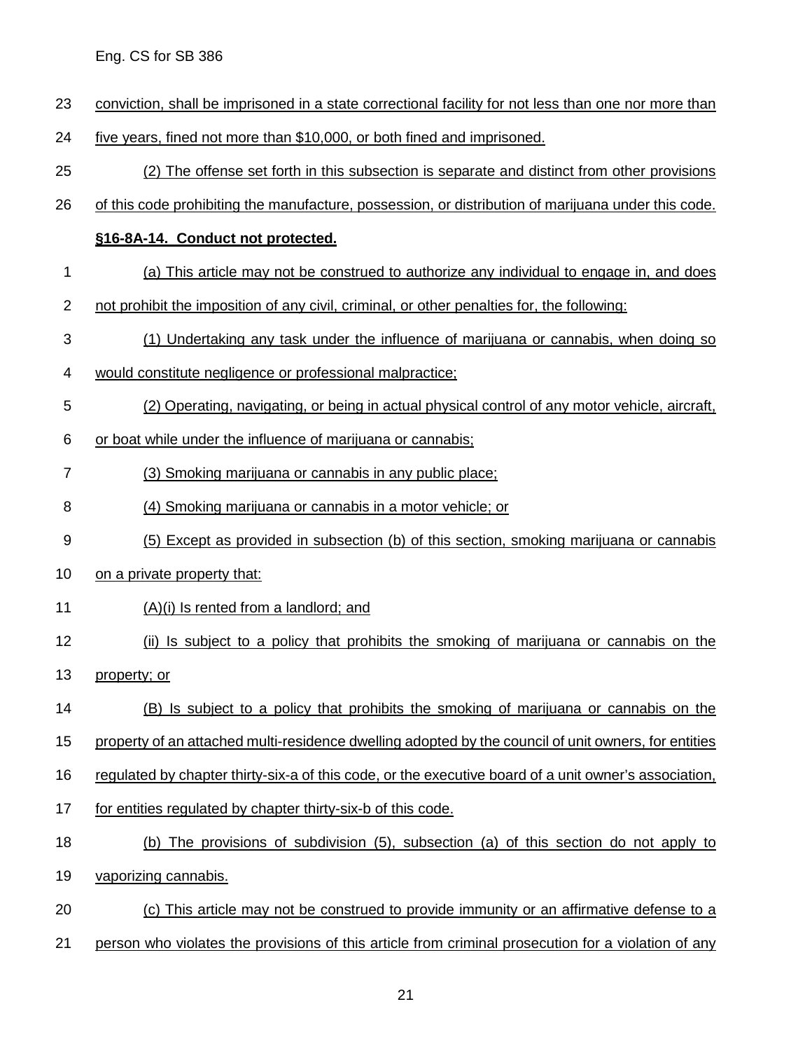conviction, shall be imprisoned in a state correctional facility for not less than one nor more than five years, fined not more than $10,000, or both fined and imprisoned.

(2) The offense set forth in this subsection is separate and distinct from other provisions of this code prohibiting the manufacture, possession, or distribution of marijuana under this code.

**§16-8A-14. Conduct not protected.**

(a) This article may not be construed to authorize any individual to engage in, and does not prohibit the imposition of any civil, criminal, or other penalties for, the following:

(1) Undertaking any task under the influence of marijuana or cannabis, when doing so would constitute negligence or professional malpractice;

(2) Operating, navigating, or being in actual physical control of any motor vehicle, aircraft, or boat while under the influence of marijuana or cannabis;

(3) Smoking marijuana or cannabis in any public place;

(4) Smoking marijuana or cannabis in a motor vehicle; or

(5) Except as provided in subsection (b) of this section, smoking marijuana or cannabis on a private property that:

(A)(i) Is rented from a landlord; and

(ii) Is subject to a policy that prohibits the smoking of marijuana or cannabis on the property; or

(B) Is subject to a policy that prohibits the smoking of marijuana or cannabis on the property of an attached multi-residence dwelling adopted by the council of unit owners, for entities regulated by chapter thirty-six-a of this code, or the executive board of a unit owner's association, for entities regulated by chapter thirty-six-b of this code.

(b) The provisions of subdivision (5), subsection (a) of this section do not apply to vaporizing cannabis.

(c) This article may not be construed to provide immunity or an affirmative defense to a person who violates the provisions of this article from criminal prosecution for a violation of any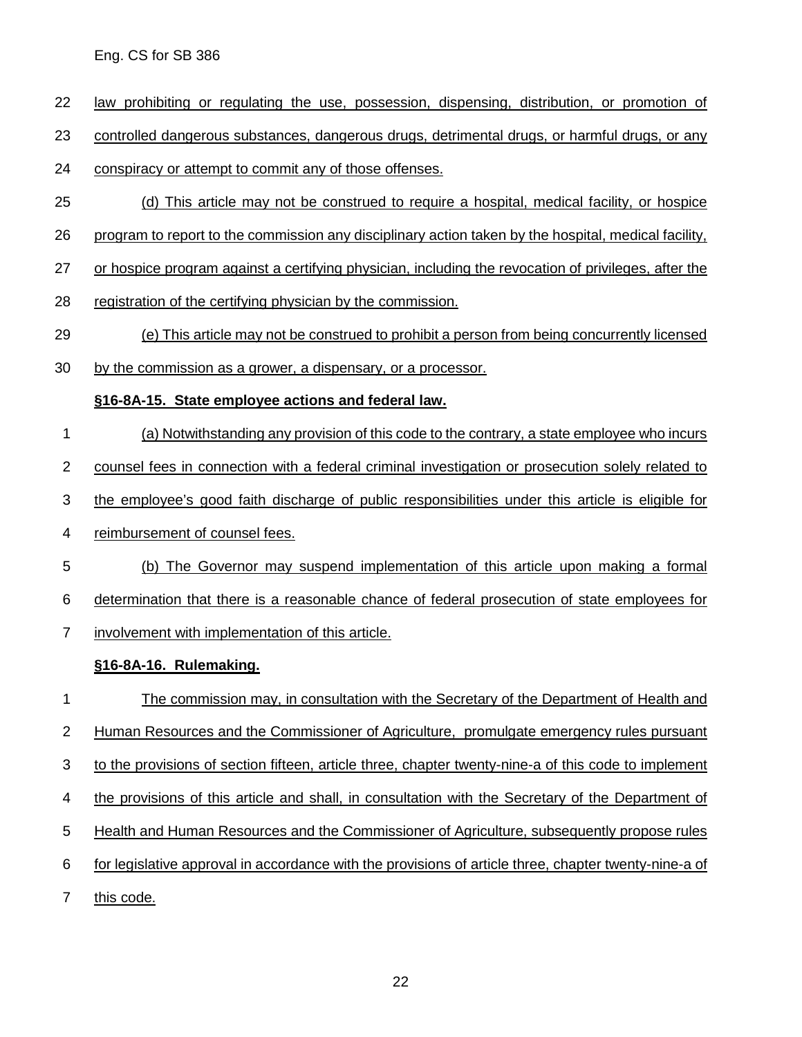law prohibiting or regulating the use, possession, dispensing, distribution, or promotion of controlled dangerous substances, dangerous drugs, detrimental drugs, or harmful drugs, or any conspiracy or attempt to commit any of those offenses.

(d) This article may not be construed to require a hospital, medical facility, or hospice program to report to the commission any disciplinary action taken by the hospital, medical facility, or hospice program against a certifying physician, including the revocation of privileges, after the registration of the certifying physician by the commission.

(e) This article may not be construed to prohibit a person from being concurrently licensed by the commission as a grower, a dispensary, or a processor.

**§16-8A-15. State employee actions and federal law.**

(a) Notwithstanding any provision of this code to the contrary, a state employee who incurs counsel fees in connection with a federal criminal investigation or prosecution solely related to the employee's good faith discharge of public responsibilities under this article is eligible for reimbursement of counsel fees.

(b) The Governor may suspend implementation of this article upon making a formal determination that there is a reasonable chance of federal prosecution of state employees for involvement with implementation of this article.

**§16-8A-16. Rulemaking.**

The commission may, in consultation with the Secretary of the Department of Health and Human Resources and the Commissioner of Agriculture, promulgate emergency rules pursuant to the provisions of section fifteen, article three, chapter twenty-nine-a of this code to implement the provisions of this article and shall, in consultation with the Secretary of the Department of Health and Human Resources and the Commissioner of Agriculture, subsequently propose rules for legislative approval in accordance with the provisions of article three, chapter twenty-nine-a of this code.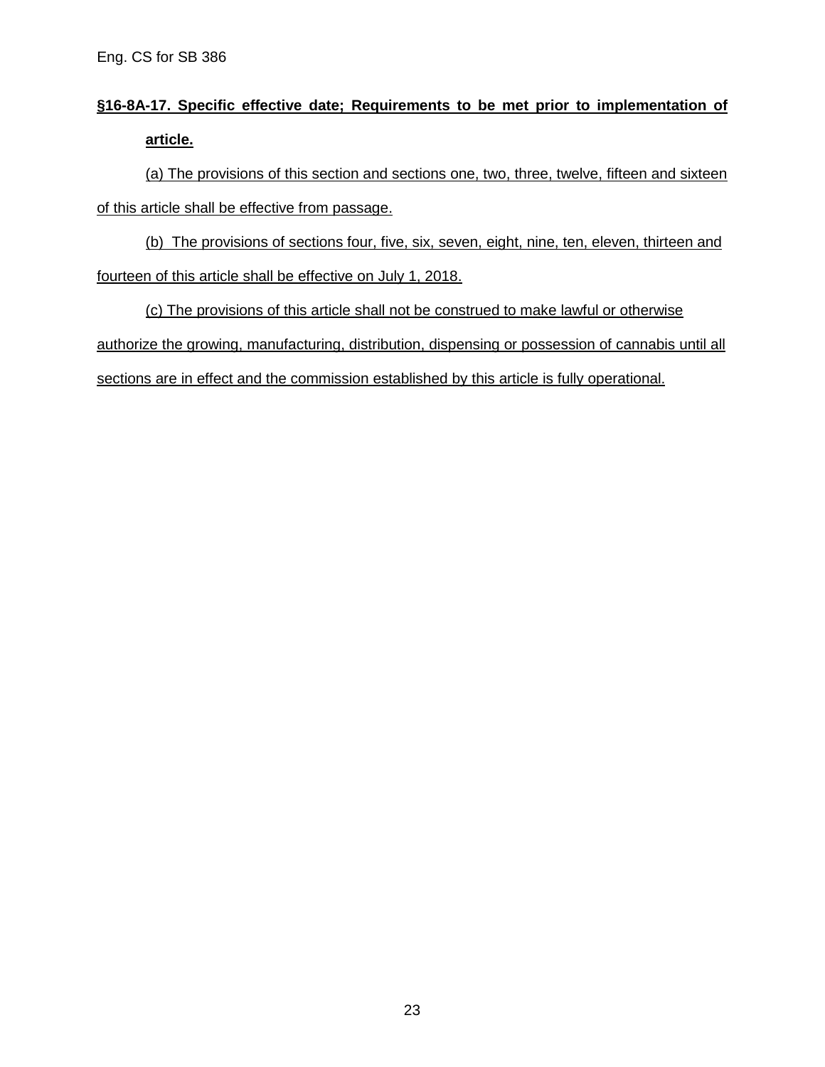**§16-8A-17. Specific effective date; Requirements to be met prior to implementation of article.**

(a) The provisions of this section and sections one, two, three, twelve, fifteen and sixteen of this article shall be effective from passage.

(b) The provisions of sections four, five, six, seven, eight, nine, ten, eleven, thirteen and fourteen of this article shall be effective on July 1, 2018.

(c) The provisions of this article shall not be construed to make lawful or otherwise authorize the growing, manufacturing, distribution, dispensing or possession of cannabis until all sections are in effect and the commission established by this article is fully operational.